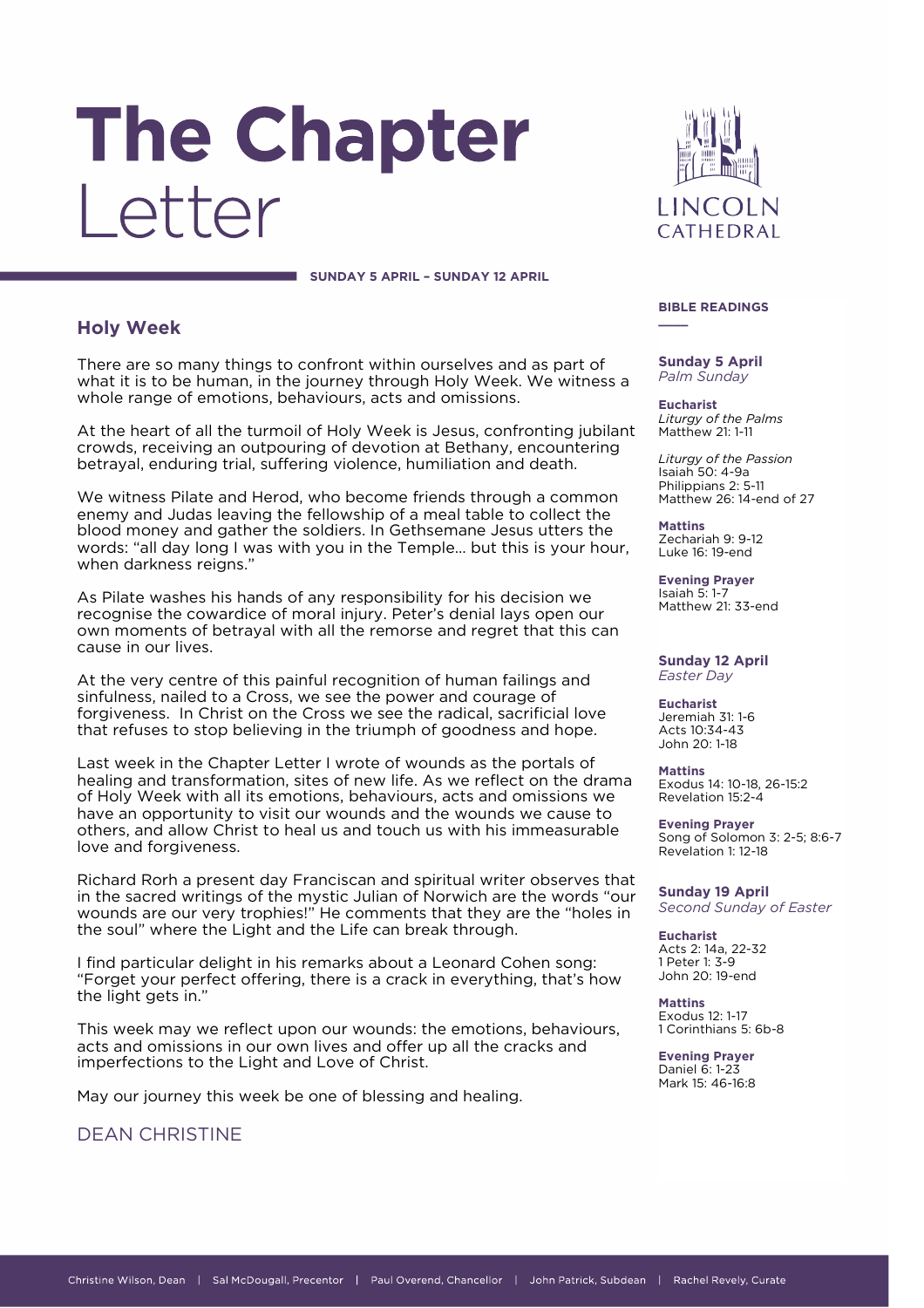# The Chapter Letter

LINCOLN CATHEDRAL

**SUNDAY 5 APRIL – SUNDAY 12 APRIL**

## Holy Week

There are so many things to confront within ourselves and as part of what it is to be human, in the journey through Holy Week. We witness a whole range of emotions, behaviours, acts and omissions.

At the heart of all the turmoil of Holy Week is Jesus, confronting jubilant crowds, receiving an outpouring of devotion at Bethany, encountering betrayal, enduring trial, suffering violence, humiliation and death.

We witness Pilate and Herod, who become friends through a common enemy and Judas leaving the fellowship of a meal table to collect the blood money and gather the soldiers. In Gethsemane Jesus utters the words: "all day long I was with you in the Temple… but this is your hour, when darkness reigns."

As Pilate washes his hands of any responsibility for his decision we recognise the cowardice of moral injury. Peter's denial lays open our own moments of betrayal with all the remorse and regret that this can cause in our lives.

At the very centre of this painful recognition of human failings and sinfulness, nailed to a Cross, we see the power and courage of forgiveness. In Christ on the Cross we see the radical, sacrificial love that refuses to stop believing in the triumph of goodness and hope.

Last week in the Chapter Letter I wrote of wounds as the portals of healing and transformation, sites of new life. As we reflect on the drama of Holy Week with all its emotions, behaviours, acts and omissions we have an opportunity to visit our wounds and the wounds we cause to others, and allow Christ to heal us and touch us with his immeasurable love and forgiveness.

Richard Rorh a present day Franciscan and spiritual writer observes that in the sacred writings of the mystic Julian of Norwich are the words "our wounds are our very trophies!" He comments that they are the "holes in the soul" where the Light and the Life can break through.

I find particular delight in his remarks about a Leonard Cohen song: "Forget your perfect offering, there is a crack in everything, that's how the light gets in."

This week may we reflect upon our wounds: the emotions, behaviours, acts and omissions in our own lives and offer up all the cracks and imperfections to the Light and Love of Christ.

May our journey this week be one of blessing and healing.

DEAN CHRISTINE

## BIBLE READINGS

**Sunday 5 April**
*Palm Sunday*

**Eucharist**
*Liturgy of the Palms*
Matthew 21: 1-11

*Liturgy of the Passion*
Isaiah 50: 4-9a
Philippians 2: 5-11
Matthew 26: 14-end of 27

**Mattins**
Zechariah 9: 9-12
Luke 16: 19-end

**Evening Prayer**
Isaiah 5: 1-7
Matthew 21: 33-end

**Sunday 12 April**
*Easter Day*

**Eucharist**
Jeremiah 31: 1-6
Acts 10:34-43
John 20: 1-18

**Mattins**
Exodus 14: 10-18, 26-15:2
Revelation 15:2-4

**Evening Prayer**
Song of Solomon 3: 2-5; 8:6-7
Revelation 1: 12-18

**Sunday 19 April**
*Second Sunday of Easter*

**Eucharist**
Acts 2: 14a, 22-32
1 Peter 1: 3-9
John 20: 19-end

**Mattins**
Exodus 12: 1-17
1 Corinthians 5: 6b-8

**Evening Prayer**
Daniel 6: 1-23
Mark 15: 46-16:8

Christine Wilson, Dean | Sal McDougall, Precentor | Paul Overend, Chancellor | John Patrick, Subdean | Rachel Revely, Curate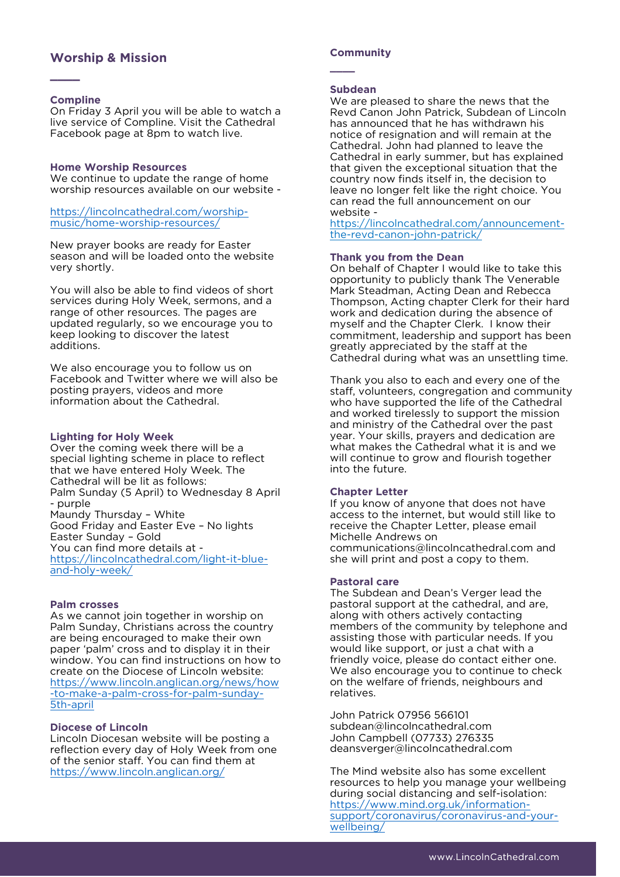## Worship & Mission

### Compline

On Friday 3 April you will be able to watch a live service of Compline. Visit the Cathedral Facebook page at 8pm to watch live.

### Home Worship Resources

We continue to update the range of home worship resources available on our website -

https://lincolncathedral.com/worship-music/home-worship-resources/

New prayer books are ready for Easter season and will be loaded onto the website very shortly.

You will also be able to find videos of short services during Holy Week, sermons, and a range of other resources. The pages are updated regularly, so we encourage you to keep looking to discover the latest additions.

We also encourage you to follow us on Facebook and Twitter where we will also be posting prayers, videos and more information about the Cathedral.

### Lighting for Holy Week

Over the coming week there will be a special lighting scheme in place to reflect that we have entered Holy Week. The Cathedral will be lit as follows:

Palm Sunday (5 April) to Wednesday 8 April - purple
Maundy Thursday – White
Good Friday and Easter Eve – No lights
Easter Sunday – Gold

You can find more details at - https://lincolncathedral.com/light-it-blue-and-holy-week/

### Palm crosses

As we cannot join together in worship on Palm Sunday, Christians across the country are being encouraged to make their own paper 'palm' cross and to display it in their window. You can find instructions on how to create on the Diocese of Lincoln website: https://www.lincoln.anglican.org/news/how-to-make-a-palm-cross-for-palm-sunday-5th-april

### Diocese of Lincoln

Lincoln Diocesan website will be posting a reflection every day of Holy Week from one of the senior staff. You can find them at https://www.lincoln.anglican.org/

## Community

### Subdean

We are pleased to share the news that the Revd Canon John Patrick, Subdean of Lincoln has announced that he has withdrawn his notice of resignation and will remain at the Cathedral. John had planned to leave the Cathedral in early summer, but has explained that given the exceptional situation that the country now finds itself in, the decision to leave no longer felt like the right choice. You can read the full announcement on our website - https://lincolncathedral.com/announcement-the-revd-canon-john-patrick/

### Thank you from the Dean

On behalf of Chapter I would like to take this opportunity to publicly thank The Venerable Mark Steadman, Acting Dean and Rebecca Thompson, Acting chapter Clerk for their hard work and dedication during the absence of myself and the Chapter Clerk. I know their commitment, leadership and support has been greatly appreciated by the staff at the Cathedral during what was an unsettling time.

Thank you also to each and every one of the staff, volunteers, congregation and community who have supported the life of the Cathedral and worked tirelessly to support the mission and ministry of the Cathedral over the past year. Your skills, prayers and dedication are what makes the Cathedral what it is and we will continue to grow and flourish together into the future.

### Chapter Letter

If you know of anyone that does not have access to the internet, but would still like to receive the Chapter Letter, please email Michelle Andrews on communications@lincolncathedral.com and she will print and post a copy to them.

### Pastoral care

The Subdean and Dean's Verger lead the pastoral support at the cathedral, and are, along with others actively contacting members of the community by telephone and assisting those with particular needs. If you would like support, or just a chat with a friendly voice, please do contact either one. We also encourage you to continue to check on the welfare of friends, neighbours and relatives.

John Patrick 07956 566101
subdean@lincolncathedral.com
John Campbell (07733) 276335
deansverger@lincolncathedral.com

The Mind website also has some excellent resources to help you manage your wellbeing during social distancing and self-isolation: https://www.mind.org.uk/information-support/coronavirus/coronavirus-and-your-wellbeing/